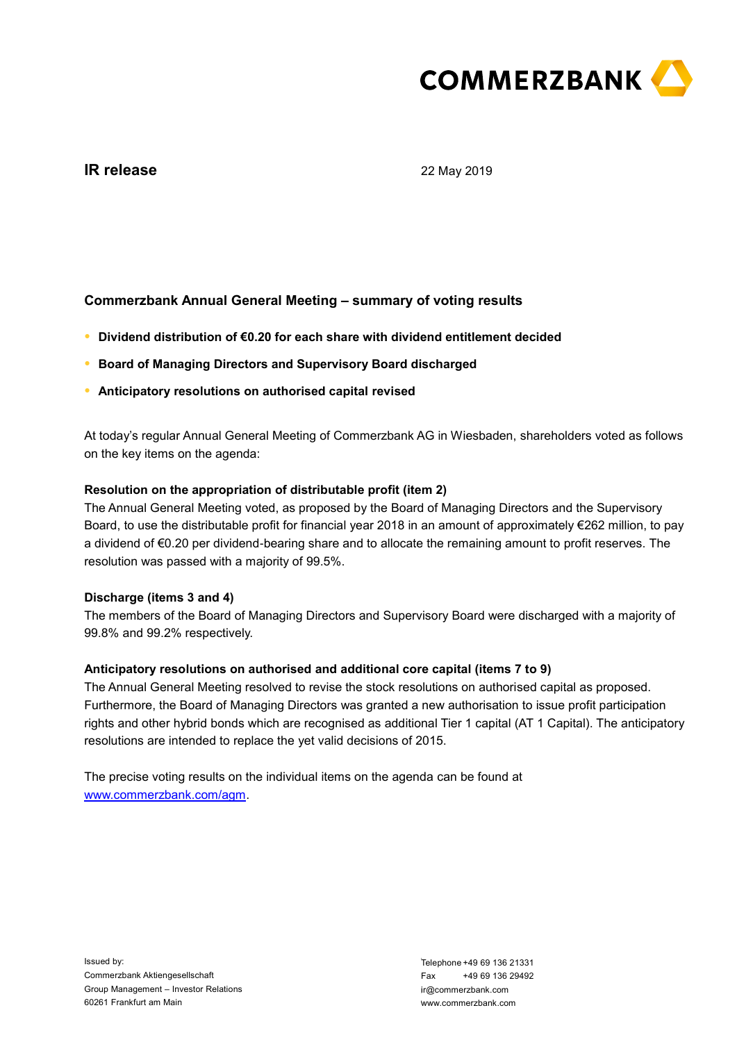**IR release**

22 May 2019

## Commerzbank Annual General Meeting – summary of voting results

- **Dividend distribution of €0.20 for each share with dividend entitlement decided**
- **Board of Managing Directors and Supervisory Board discharged**
- **Anticipatory resolutions on authorised capital revised**

At today's regular Annual General Meeting of Commerzbank AG in Wiesbaden, shareholders voted as follows on the key items on the agenda:

**Resolution on the appropriation of distributable profit (item 2)**
The Annual General Meeting voted, as proposed by the Board of Managing Directors and the Supervisory Board, to use the distributable profit for financial year 2018 in an amount of approximately €262 million, to pay a dividend of €0.20 per dividend-bearing share and to allocate the remaining amount to profit reserves. The resolution was passed with a majority of 99.5%.

**Discharge (items 3 and 4)**
The members of the Board of Managing Directors and Supervisory Board were discharged with a majority of 99.8% and 99.2% respectively.

**Anticipatory resolutions on authorised and additional core capital (items 7 to 9)**
The Annual General Meeting resolved to revise the stock resolutions on authorised capital as proposed. Furthermore, the Board of Managing Directors was granted a new authorisation to issue profit participation rights and other hybrid bonds which are recognised as additional Tier 1 capital (AT 1 Capital). The anticipatory resolutions are intended to replace the yet valid decisions of 2015.

The precise voting results on the individual items on the agenda can be found at [www.commerzbank.com/agm](http://www.commerzbank.com/agm).

Issued by:
Commerzbank Aktiengesellschaft
Group Management – Investor Relations
60261 Frankfurt am Main

Telephone +49 69 136 21331
Fax +49 69 136 29492
ir@commerzbank.com
www.commerzbank.com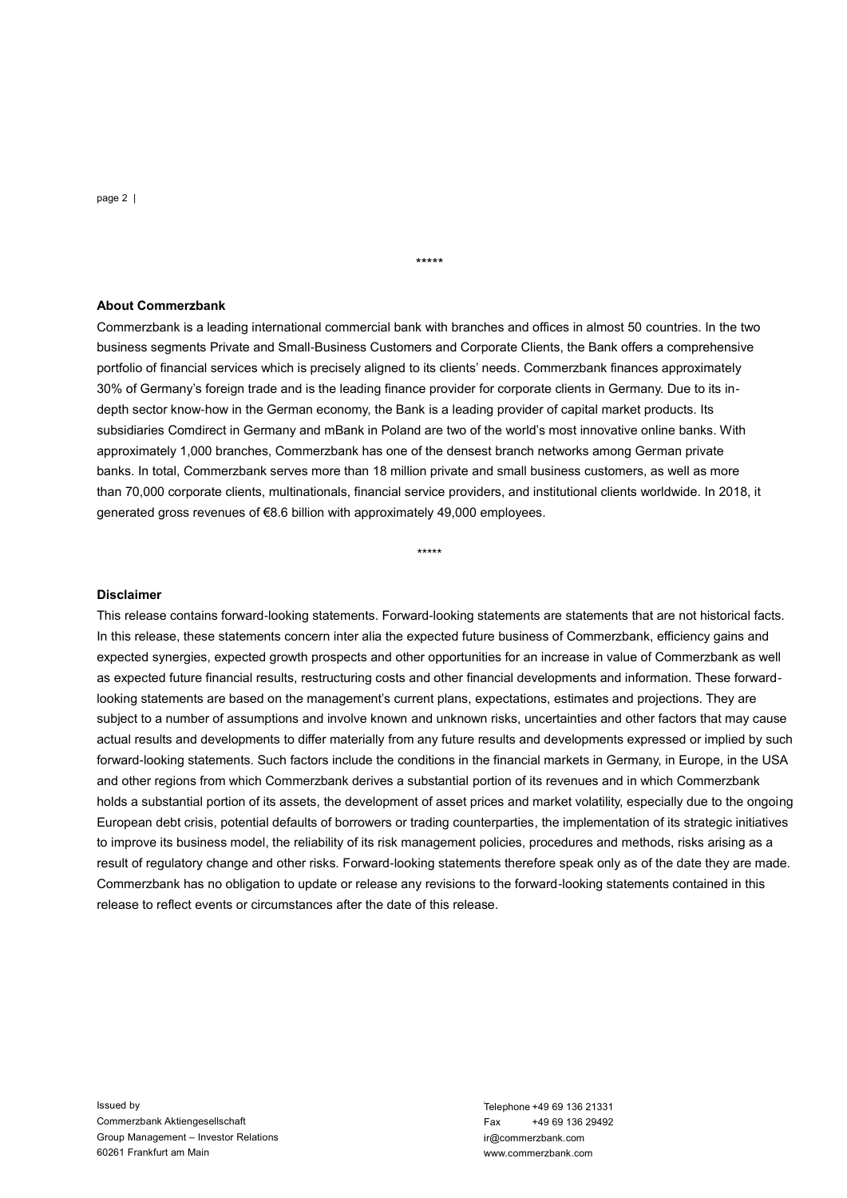*****

**About Commerzbank**

Commerzbank is a leading international commercial bank with branches and offices in almost 50 countries. In the two business segments Private and Small-Business Customers and Corporate Clients, the Bank offers a comprehensive portfolio of financial services which is precisely aligned to its clients' needs. Commerzbank finances approximately 30% of Germany's foreign trade and is the leading finance provider for corporate clients in Germany. Due to its in-depth sector know-how in the German economy, the Bank is a leading provider of capital market products. Its subsidiaries Comdirect in Germany and mBank in Poland are two of the world's most innovative online banks. With approximately 1,000 branches, Commerzbank has one of the densest branch networks among German private banks. In total, Commerzbank serves more than 18 million private and small business customers, as well as more than 70,000 corporate clients, multinationals, financial service providers, and institutional clients worldwide. In 2018, it generated gross revenues of €8.6 billion with approximately 49,000 employees.

*****

**Disclaimer**

This release contains forward-looking statements. Forward-looking statements are statements that are not historical facts. In this release, these statements concern inter alia the expected future business of Commerzbank, efficiency gains and expected synergies, expected growth prospects and other opportunities for an increase in value of Commerzbank as well as expected future financial results, restructuring costs and other financial developments and information. These forward-looking statements are based on the management's current plans, expectations, estimates and projections. They are subject to a number of assumptions and involve known and unknown risks, uncertainties and other factors that may cause actual results and developments to differ materially from any future results and developments expressed or implied by such forward-looking statements. Such factors include the conditions in the financial markets in Germany, in Europe, in the USA and other regions from which Commerzbank derives a substantial portion of its revenues and in which Commerzbank holds a substantial portion of its assets, the development of asset prices and market volatility, especially due to the ongoing European debt crisis, potential defaults of borrowers or trading counterparties, the implementation of its strategic initiatives to improve its business model, the reliability of its risk management policies, procedures and methods, risks arising as a result of regulatory change and other risks. Forward-looking statements therefore speak only as of the date they are made. Commerzbank has no obligation to update or release any revisions to the forward-looking statements contained in this release to reflect events or circumstances after the date of this release.

Issued by
Commerzbank Aktiengesellschaft
Group Management – Investor Relations
60261 Frankfurt am Main

Telephone +49 69 136 21331
Fax +49 69 136 29492
ir@commerzbank.com
www.commerzbank.com